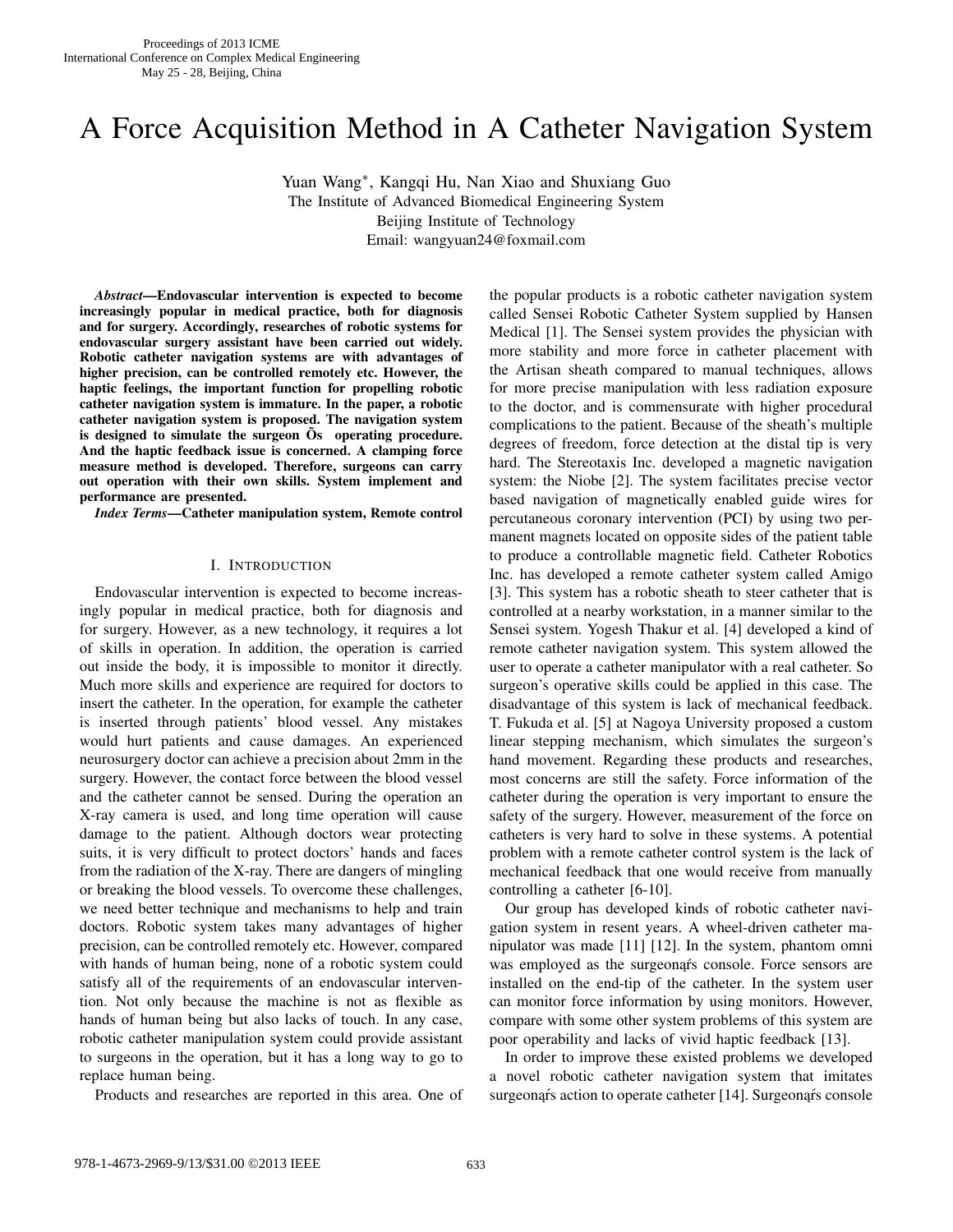Proceedings of 2013 ICME
International Conference on Complex Medical Engineering
May 25 - 28, Beijing, China

# A Force Acquisition Method in A Catheter Navigation System

Yuan Wang*, Kangqi Hu, Nan Xiao and Shuxiang Guo
The Institute of Advanced Biomedical Engineering System
Beijing Institute of Technology
Email: wangyuan24@foxmail.com

***Abstract*—Endovascular intervention is expected to become increasingly popular in medical practice, both for diagnosis and for surgery. Accordingly, researches of robotic systems for endovascular surgery assistant have been carried out widely. Robotic catheter navigation systems are with advantages of higher precision, can be controlled remotely etc. However, the haptic feelings, the important function for propelling robotic catheter navigation system is immature. In the paper, a robotic catheter navigation system is proposed. The navigation system is designed to simulate the surgeon Õs operating procedure. And the haptic feedback issue is concerned. A clamping force measure method is developed. Therefore, surgeons can carry out operation with their own skills. System implement and performance are presented.**

***Index Terms*—Catheter manipulation system, Remote control**

## I. Introduction

Endovascular intervention is expected to become increasingly popular in medical practice, both for diagnosis and for surgery. However, as a new technology, it requires a lot of skills in operation. In addition, the operation is carried out inside the body, it is impossible to monitor it directly. Much more skills and experience are required for doctors to insert the catheter. In the operation, for example the catheter is inserted through patients' blood vessel. Any mistakes would hurt patients and cause damages. An experienced neurosurgery doctor can achieve a precision about 2mm in the surgery. However, the contact force between the blood vessel and the catheter cannot be sensed. During the operation an X-ray camera is used, and long time operation will cause damage to the patient. Although doctors wear protecting suits, it is very difficult to protect doctors' hands and faces from the radiation of the X-ray. There are dangers of mingling or breaking the blood vessels. To overcome these challenges, we need better technique and mechanisms to help and train doctors. Robotic system takes many advantages of higher precision, can be controlled remotely etc. However, compared with hands of human being, none of a robotic system could satisfy all of the requirements of an endovascular intervention. Not only because the machine is not as flexible as hands of human being but also lacks of touch. In any case, robotic catheter manipulation system could provide assistant to surgeons in the operation, but it has a long way to go to replace human being.

Products and researches are reported in this area. One of the popular products is a robotic catheter navigation system called Sensei Robotic Catheter System supplied by Hansen Medical [1]. The Sensei system provides the physician with more stability and more force in catheter placement with the Artisan sheath compared to manual techniques, allows for more precise manipulation with less radiation exposure to the doctor, and is commensurate with higher procedural complications to the patient. Because of the sheath's multiple degrees of freedom, force detection at the distal tip is very hard. The Stereotaxis Inc. developed a magnetic navigation system: the Niobe [2]. The system facilitates precise vector based navigation of magnetically enabled guide wires for percutaneous coronary intervention (PCI) by using two permanent magnets located on opposite sides of the patient table to produce a controllable magnetic field. Catheter Robotics Inc. has developed a remote catheter system called Amigo [3]. This system has a robotic sheath to steer catheter that is controlled at a nearby workstation, in a manner similar to the Sensei system. Yogesh Thakur et al. [4] developed a kind of remote catheter navigation system. This system allowed the user to operate a catheter manipulator with a real catheter. So surgeon's operative skills could be applied in this case. The disadvantage of this system is lack of mechanical feedback. T. Fukuda et al. [5] at Nagoya University proposed a custom linear stepping mechanism, which simulates the surgeon's hand movement. Regarding these products and researches, most concerns are still the safety. Force information of the catheter during the operation is very important to ensure the safety of the surgery. However, measurement of the force on catheters is very hard to solve in these systems. A potential problem with a remote catheter control system is the lack of mechanical feedback that one would receive from manually controlling a catheter [6-10].

Our group has developed kinds of robotic catheter navigation system in resent years. A wheel-driven catheter manipulator was made [11] [12]. In the system, phantom omni was employed as the surgeonąŕs console. Force sensors are installed on the end-tip of the catheter. In the system user can monitor force information by using monitors. However, compare with some other system problems of this system are poor operability and lacks of vivid haptic feedback [13].

In order to improve these existed problems we developed a novel robotic catheter navigation system that imitates surgeonąŕs action to operate catheter [14]. Surgeonąŕs console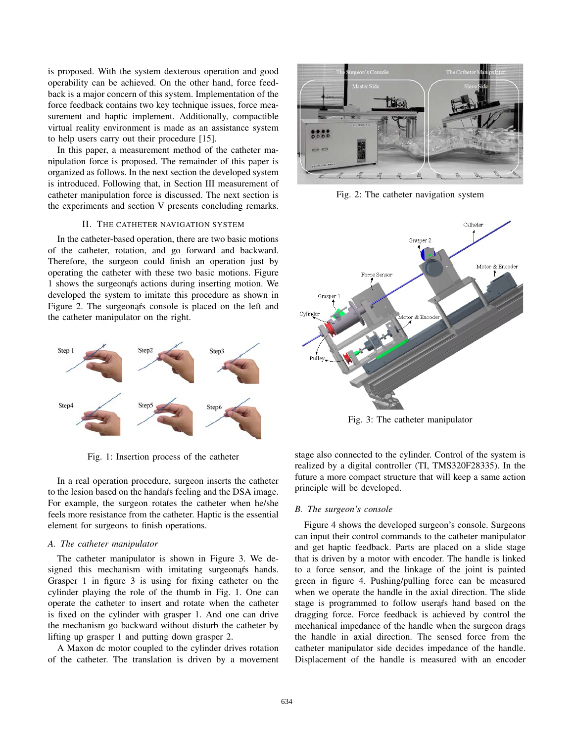is proposed. With the system dexterous operation and good operability can be achieved. On the other hand, force feedback is a major concern of this system. Implementation of the force feedback contains two key technique issues, force measurement and haptic implement. Additionally, compactible virtual reality environment is made as an assistance system to help users carry out their procedure [15].

In this paper, a measurement method of the catheter manipulation force is proposed. The remainder of this paper is organized as follows. In the next section the developed system is introduced. Following that, in Section III measurement of catheter manipulation force is discussed. The next section is the experiments and section V presents concluding remarks.

## II. THE CATHETER NAVIGATION SYSTEM

In the catheter-based operation, there are two basic motions of the catheter, rotation, and go forward and backward. Therefore, the surgeon could finish an operation just by operating the catheter with these two basic motions. Figure 1 shows the surgeonąŕs actions during inserting motion. We developed the system to imitate this procedure as shown in Figure 2. The surgeonąŕs console is placed on the left and the catheter manipulator on the right.

Fig. 1: Insertion process of the catheter

In a real operation procedure, surgeon inserts the catheter to the lesion based on the handąŕs feeling and the DSA image. For example, the surgeon rotates the catheter when he/she feels more resistance from the catheter. Haptic is the essential element for surgeons to finish operations.

### *A. The catheter manipulator*

The catheter manipulator is shown in Figure 3. We designed this mechanism with imitating surgeonąŕs hands. Grasper 1 in figure 3 is using for fixing catheter on the cylinder playing the role of the thumb in Fig. 1. One can operate the catheter to insert and rotate when the catheter is fixed on the cylinder with grasper 1. And one can drive the mechanism go backward without disturb the catheter by lifting up grasper 1 and putting down grasper 2.

A Maxon dc motor coupled to the cylinder drives rotation of the catheter. The translation is driven by a movement stage also connected to the cylinder. Control of the system is realized by a digital controller (TI, TMS320F28335). In the future a more compact structure that will keep a same action principle will be developed.

Fig. 2: The catheter navigation system

Fig. 3: The catheter manipulator

### *B. The surgeon's console*

Figure 4 shows the developed surgeon's console. Surgeons can input their control commands to the catheter manipulator and get haptic feedback. Parts are placed on a slide stage that is driven by a motor with encoder. The handle is linked to a force sensor, and the linkage of the joint is painted green in figure 4. Pushing/pulling force can be measured when we operate the handle in the axial direction. The slide stage is programmed to follow userąŕs hand based on the dragging force. Force feedback is achieved by control the mechanical impedance of the handle when the surgeon drags the handle in axial direction. The sensed force from the catheter manipulator side decides impedance of the handle. Displacement of the handle is measured with an encoder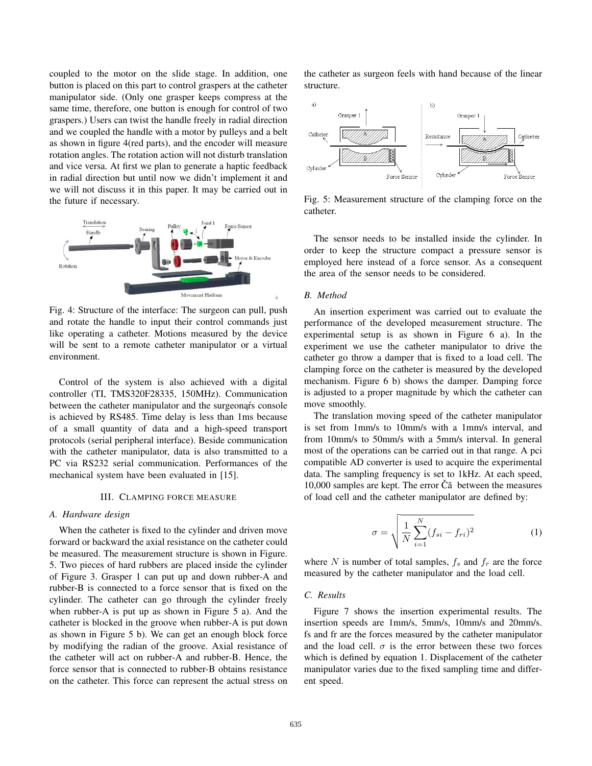coupled to the motor on the slide stage. In addition, one button is placed on this part to control graspers at the catheter manipulator side. (Only one grasper keeps compress at the same time, therefore, one button is enough for control of two graspers.) Users can twist the handle freely in radial direction and we coupled the handle with a motor by pulleys and a belt as shown in figure 4(red parts), and the encoder will measure rotation angles. The rotation action will not disturb translation and vice versa. At first we plan to generate a haptic feedback in radial direction but until now we didn't implement it and we will not discuss it in this paper. It may be carried out in the future if necessary.

Fig. 4: Structure of the interface: The surgeon can pull, push and rotate the handle to input their control commands just like operating a catheter. Motions measured by the device will be sent to a remote catheter manipulator or a virtual environment.

Control of the system is also achieved with a digital controller (TI, TMS320F28335, 150MHz). Communication between the catheter manipulator and the surgeonąŕs console is achieved by RS485. Time delay is less than 1ms because of a small quantity of data and a high-speed transport protocols (serial peripheral interface). Beside communication with the catheter manipulator, data is also transmitted to a PC via RS232 serial communication. Performances of the mechanical system have been evaluated in [15].

## III. Clamping force measure

### A. Hardware design

When the catheter is fixed to the cylinder and driven move forward or backward the axial resistance on the catheter could be measured. The measurement structure is shown in Figure. 5. Two pieces of hard rubbers are placed inside the cylinder of Figure 3. Grasper 1 can put up and down rubber-A and rubber-B is connected to a force sensor that is fixed on the cylinder. The catheter can go through the cylinder freely when rubber-A is put up as shown in Figure 5 a). And the catheter is blocked in the groove when rubber-A is put down as shown in Figure 5 b). We can get an enough block force by modifying the radian of the groove. Axial resistance of the catheter will act on rubber-A and rubber-B. Hence, the force sensor that is connected to rubber-B obtains resistance on the catheter. This force can represent the actual stress on the catheter as surgeon feels with hand because of the linear structure.

Fig. 5: Measurement structure of the clamping force on the catheter.

The sensor needs to be installed inside the cylinder. In order to keep the structure compact a pressure sensor is employed here instead of a force sensor. As a consequent the area of the sensor needs to be considered.

### B. Method

An insertion experiment was carried out to evaluate the performance of the developed measurement structure. The experimental setup is as shown in Figure 6 a). In the experiment we use the catheter manipulator to drive the catheter go throw a damper that is fixed to a load cell. The clamping force on the catheter is measured by the developed mechanism. Figure 6 b) shows the damper. Damping force is adjusted to a proper magnitude by which the catheter can move smoothly.

The translation moving speed of the catheter manipulator is set from 1mm/s to 10mm/s with a 1mm/s interval, and from 10mm/s to 50mm/s with a 5mm/s interval. In general most of the operations can be carried out in that range. A pci compatible AD converter is used to acquire the experimental data. The sampling frequency is set to 1kHz. At each speed, 10,000 samples are kept. The error Čã between the measures of load cell and the catheter manipulator are defined by:

$$\sigma = \sqrt{\frac{1}{N}\sum_{i=1}^{N}(f_{si} - f_{ri})^2} \tag{1}$$

where $N$ is number of total samples, $f_s$ and $f_r$ are the force measured by the catheter manipulator and the load cell.

### C. Results

Figure 7 shows the insertion experimental results. The insertion speeds are 1mm/s, 5mm/s, 10mm/s and 20mm/s. fs and fr are the forces measured by the catheter manipulator and the load cell. $\sigma$ is the error between these two forces which is defined by equation 1. Displacement of the catheter manipulator varies due to the fixed sampling time and different speed.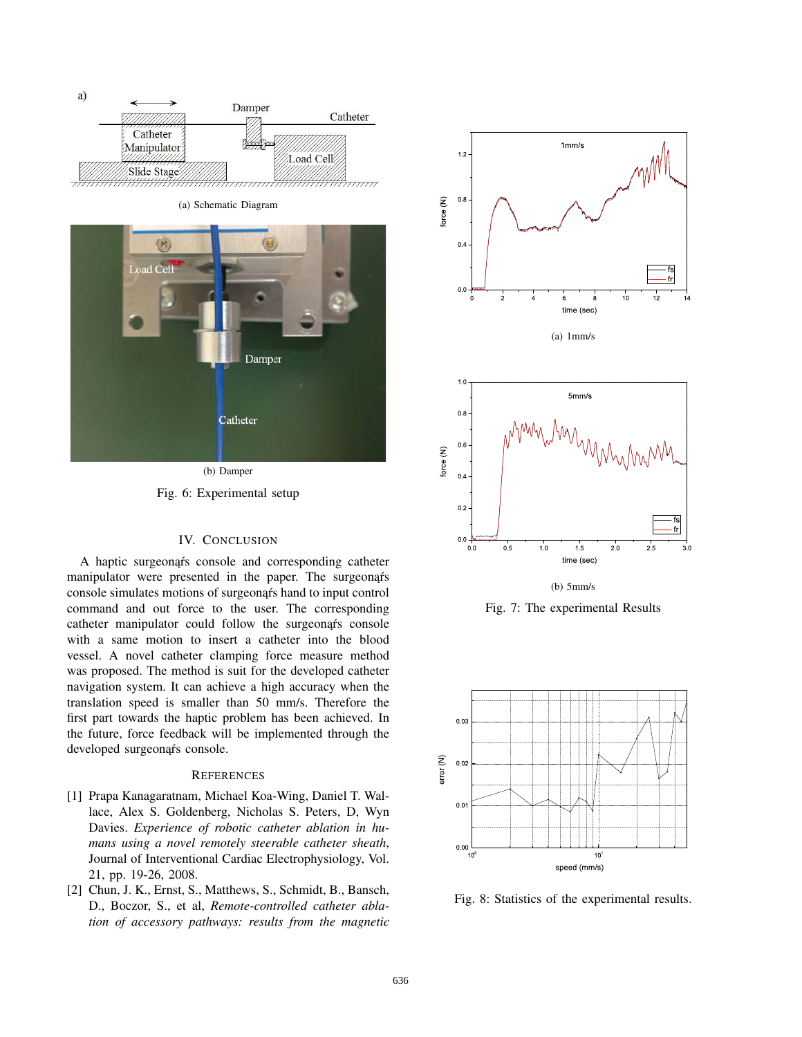(a) Schematic Diagram

(b) Damper

Fig. 6: Experimental setup

(a) 1mm/s

(b) 5mm/s

Fig. 7: The experimental Results

Fig. 8: Statistics of the experimental results.

## IV. Conclusion

A haptic surgeonąŕs console and corresponding catheter manipulator were presented in the paper. The surgeonąŕs console simulates motions of surgeonąŕs hand to input control command and out force to the user. The corresponding catheter manipulator could follow the surgeonąŕs console with a same motion to insert a catheter into the blood vessel. A novel catheter clamping force measure method was proposed. The method is suit for the developed catheter navigation system. It can achieve a high accuracy when the translation speed is smaller than 50 mm/s. Therefore the first part towards the haptic problem has been achieved. In the future, force feedback will be implemented through the developed surgeonąŕs console.

## References

[1] Prapa Kanagaratnam, Michael Koa-Wing, Daniel T. Wallace, Alex S. Goldenberg, Nicholas S. Peters, D, Wyn Davies. *Experience of robotic catheter ablation in humans using a novel remotely steerable catheter sheath*, Journal of Interventional Cardiac Electrophysiology, Vol. 21, pp. 19-26, 2008.

[2] Chun, J. K., Ernst, S., Matthews, S., Schmidt, B., Bansch, D., Boczor, S., et al, *Remote-controlled catheter ablation of accessory pathways: results from the magnetic*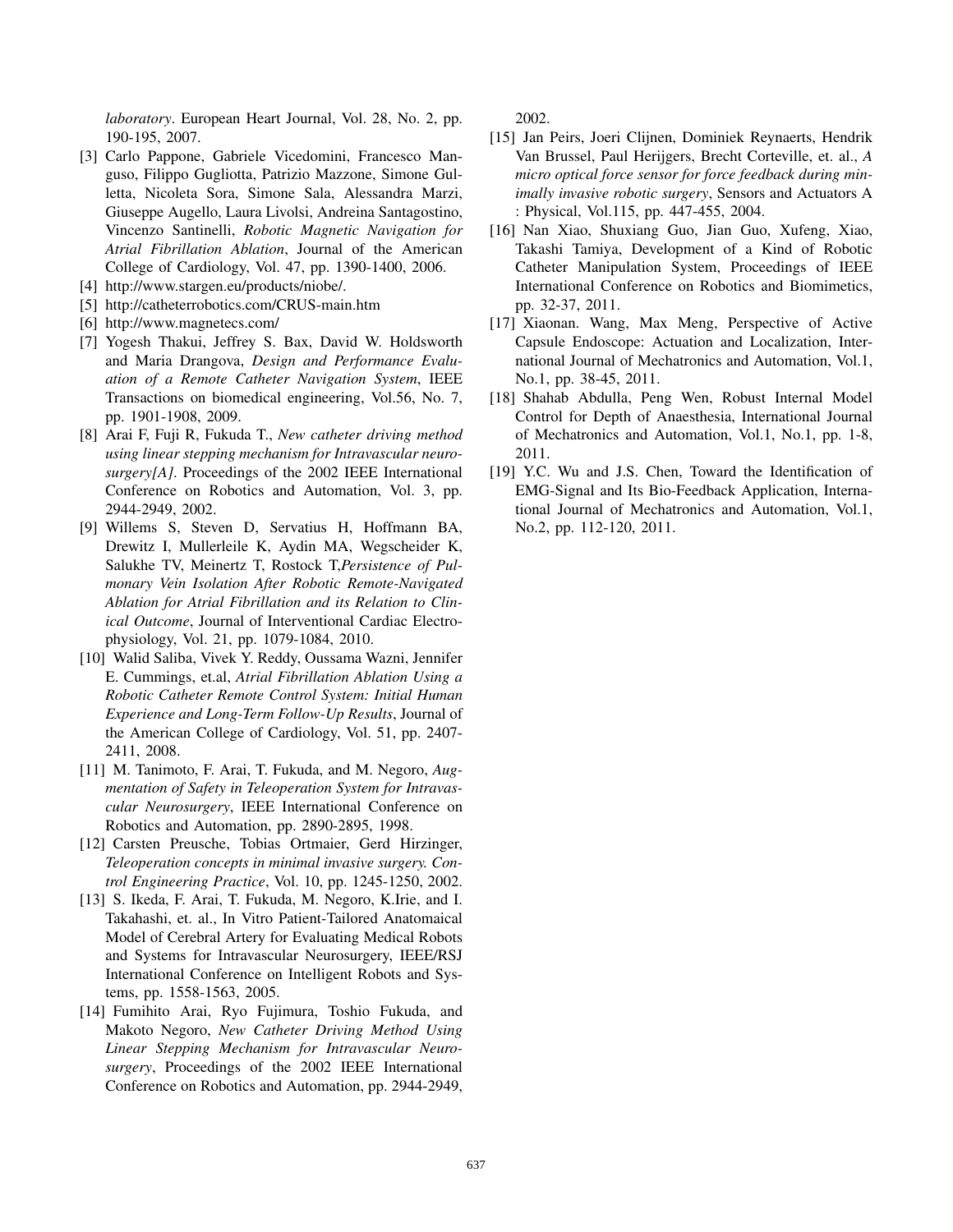*laboratory*. European Heart Journal, Vol. 28, No. 2, pp. 190-195, 2007.

[3] Carlo Pappone, Gabriele Vicedomini, Francesco Manguso, Filippo Gugliotta, Patrizio Mazzone, Simone Gulletta, Nicoleta Sora, Simone Sala, Alessandra Marzi, Giuseppe Augello, Laura Livolsi, Andreina Santagostino, Vincenzo Santinelli, *Robotic Magnetic Navigation for Atrial Fibrillation Ablation*, Journal of the American College of Cardiology, Vol. 47, pp. 1390-1400, 2006.

[4] http://www.stargen.eu/products/niobe/.

[5] http://catheterrobotics.com/CRUS-main.htm

[6] http://www.magnetecs.com/

[7] Yogesh Thakui, Jeffrey S. Bax, David W. Holdsworth and Maria Drangova, *Design and Performance Evaluation of a Remote Catheter Navigation System*, IEEE Transactions on biomedical engineering, Vol.56, No. 7, pp. 1901-1908, 2009.

[8] Arai F, Fuji R, Fukuda T., *New catheter driving method using linear stepping mechanism for Intravascular neurosurgery[A]*. Proceedings of the 2002 IEEE International Conference on Robotics and Automation, Vol. 3, pp. 2944-2949, 2002.

[9] Willems S, Steven D, Servatius H, Hoffmann BA, Drewitz I, Mullerleile K, Aydin MA, Wegscheider K, Salukhe TV, Meinertz T, Rostock T,*Persistence of Pulmonary Vein Isolation After Robotic Remote-Navigated Ablation for Atrial Fibrillation and its Relation to Clinical Outcome*, Journal of Interventional Cardiac Electrophysiology, Vol. 21, pp. 1079-1084, 2010.

[10] Walid Saliba, Vivek Y. Reddy, Oussama Wazni, Jennifer E. Cummings, et.al, *Atrial Fibrillation Ablation Using a Robotic Catheter Remote Control System: Initial Human Experience and Long-Term Follow-Up Results*, Journal of the American College of Cardiology, Vol. 51, pp. 2407-2411, 2008.

[11] M. Tanimoto, F. Arai, T. Fukuda, and M. Negoro, *Augmentation of Safety in Teleoperation System for Intravascular Neurosurgery*, IEEE International Conference on Robotics and Automation, pp. 2890-2895, 1998.

[12] Carsten Preusche, Tobias Ortmaier, Gerd Hirzinger, *Teleoperation concepts in minimal invasive surgery. Control Engineering Practice*, Vol. 10, pp. 1245-1250, 2002.

[13] S. Ikeda, F. Arai, T. Fukuda, M. Negoro, K.Irie, and I. Takahashi, et. al., In Vitro Patient-Tailored Anatomaical Model of Cerebral Artery for Evaluating Medical Robots and Systems for Intravascular Neurosurgery, IEEE/RSJ International Conference on Intelligent Robots and Systems, pp. 1558-1563, 2005.

[14] Fumihito Arai, Ryo Fujimura, Toshio Fukuda, and Makoto Negoro, *New Catheter Driving Method Using Linear Stepping Mechanism for Intravascular Neurosurgery*, Proceedings of the 2002 IEEE International Conference on Robotics and Automation, pp. 2944-2949, 2002.

[15] Jan Peirs, Joeri Clijnen, Dominiek Reynaerts, Hendrik Van Brussel, Paul Herijgers, Brecht Corteville, et. al., *A micro optical force sensor for force feedback during minimally invasive robotic surgery*, Sensors and Actuators A : Physical, Vol.115, pp. 447-455, 2004.

[16] Nan Xiao, Shuxiang Guo, Jian Guo, Xufeng, Xiao, Takashi Tamiya, Development of a Kind of Robotic Catheter Manipulation System, Proceedings of IEEE International Conference on Robotics and Biomimetics, pp. 32-37, 2011.

[17] Xiaonan. Wang, Max Meng, Perspective of Active Capsule Endoscope: Actuation and Localization, International Journal of Mechatronics and Automation, Vol.1, No.1, pp. 38-45, 2011.

[18] Shahab Abdulla, Peng Wen, Robust Internal Model Control for Depth of Anaesthesia, International Journal of Mechatronics and Automation, Vol.1, No.1, pp. 1-8, 2011.

[19] Y.C. Wu and J.S. Chen, Toward the Identification of EMG-Signal and Its Bio-Feedback Application, International Journal of Mechatronics and Automation, Vol.1, No.2, pp. 112-120, 2011.